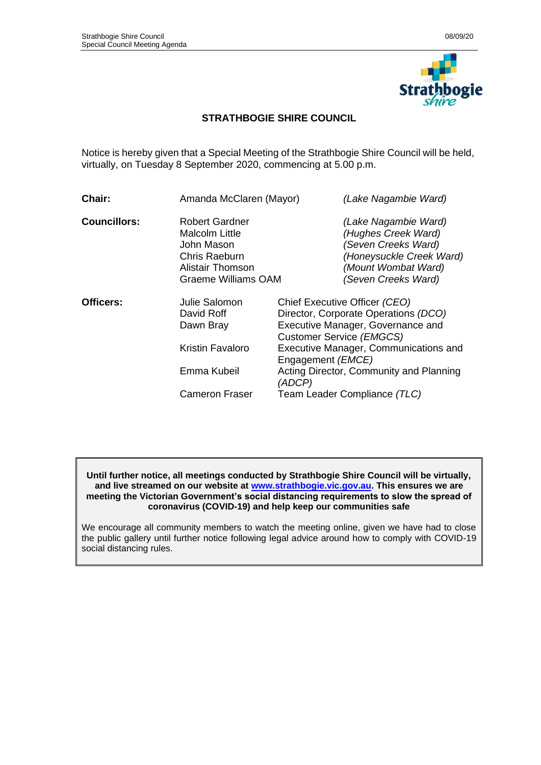# STRATHBOGIE SHIRE COUNCIL

Notice is hereby given that a Special Meeting of the Strathbogie Shire Council will be held, virtually, on Tuesday 8 September 2020, commencing at 5.00 p.m.

| | | |
|---|---|---|
| **Chair:** | Amanda McClaren (Mayor) | *(Lake Nagambie Ward)* |
| **Councillors:** | Robert Gardner | *(Lake Nagambie Ward)* |
| | Malcolm Little | *(Hughes Creek Ward)* |
| | John Mason | *(Seven Creeks Ward)* |
| | Chris Raeburn | *(Honeysuckle Creek Ward)* |
| | Alistair Thomson | *(Mount Wombat Ward)* |
| | Graeme Williams OAM | *(Seven Creeks Ward)* |

| | | |
|---|---|---|
| **Officers:** | Julie Salomon | Chief Executive Officer *(CEO)* |
| | David Roff | Director, Corporate Operations *(DCO)* |
| | Dawn Bray | Executive Manager, Governance and Customer Service *(EMGCS)* |
| | Kristin Favaloro | Executive Manager, Communications and Engagement *(EMCE)* |
| | Emma Kubeil | Acting Director, Community and Planning *(ADCP)* |
| | Cameron Fraser | Team Leader Compliance *(TLC)* |

**Until further notice, all meetings conducted by Strathbogie Shire Council will be virtually, and live streamed on our website at [www.strathbogie.vic.gov.au](http://www.strathbogie.vic.gov.au). This ensures we are meeting the Victorian Government's social distancing requirements to slow the spread of coronavirus (COVID-19) and help keep our communities safe**

We encourage all community members to watch the meeting online, given we have had to close the public gallery until further notice following legal advice around how to comply with COVID-19 social distancing rules.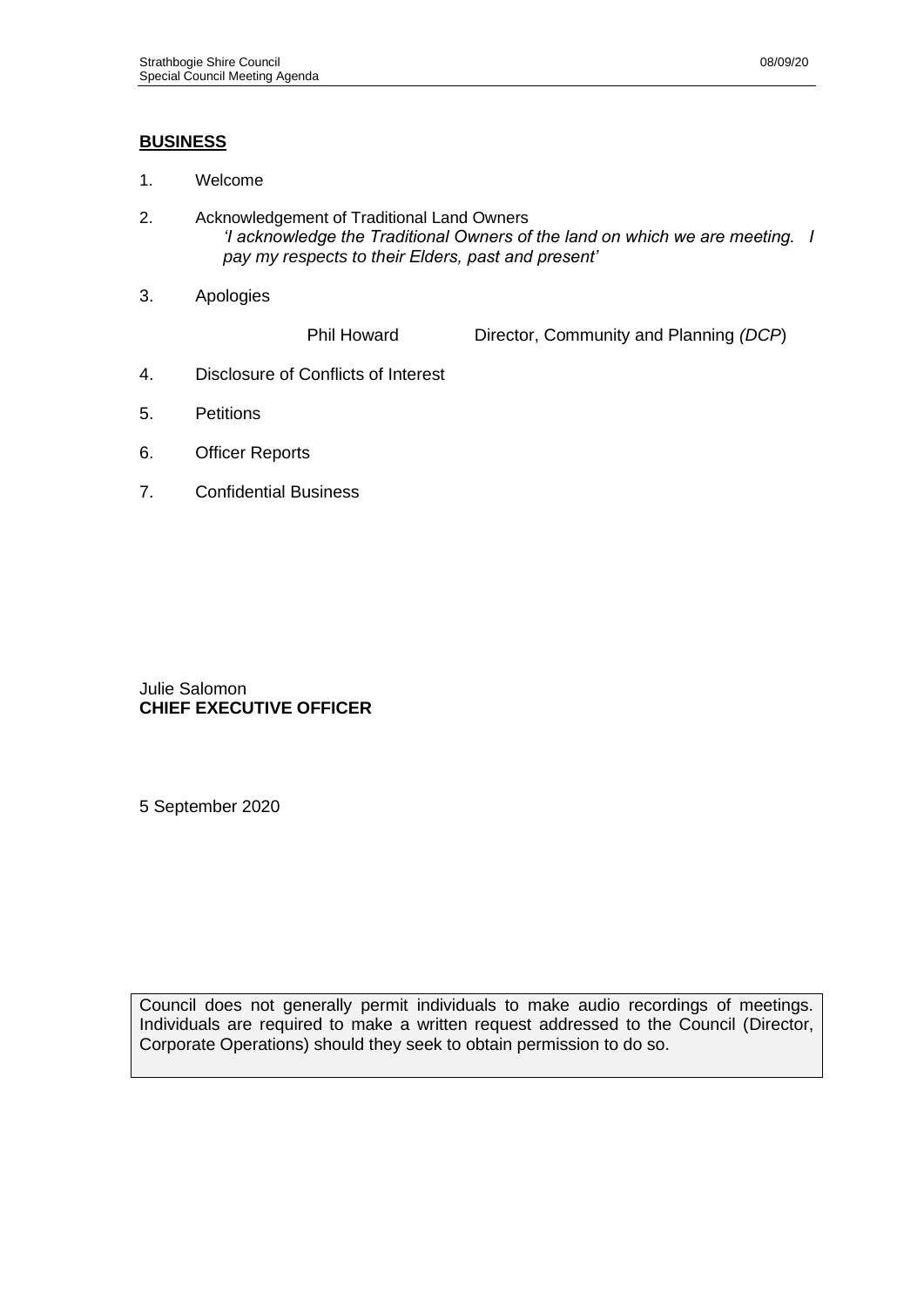## BUSINESS

1. Welcome

2. Acknowledgement of Traditional Land Owners
   *'I acknowledge the Traditional Owners of the land on which we are meeting. I pay my respects to their Elders, past and present'*

3. Apologies

   Phil Howard — Director, Community and Planning *(DCP*)

4. Disclosure of Conflicts of Interest

5. Petitions

6. Officer Reports

7. Confidential Business

Julie Salomon
**CHIEF EXECUTIVE OFFICER**

5 September 2020

Council does not generally permit individuals to make audio recordings of meetings. Individuals are required to make a written request addressed to the Council (Director, Corporate Operations) should they seek to obtain permission to do so.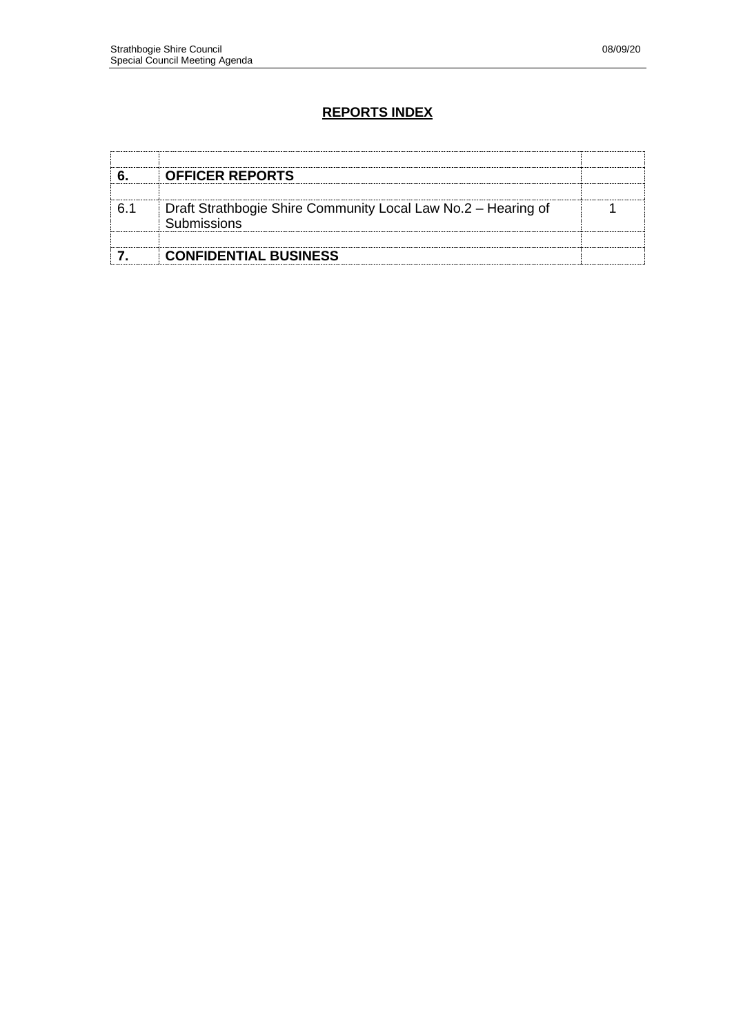## REPORTS INDEX

| | | |
|---|---|---|
| **6.** | **OFFICER REPORTS** | |
| | | |
| 6.1 | Draft Strathbogie Shire Community Local Law No.2 – Hearing of Submissions | 1 |
| | | |
| **7.** | **CONFIDENTIAL BUSINESS** | |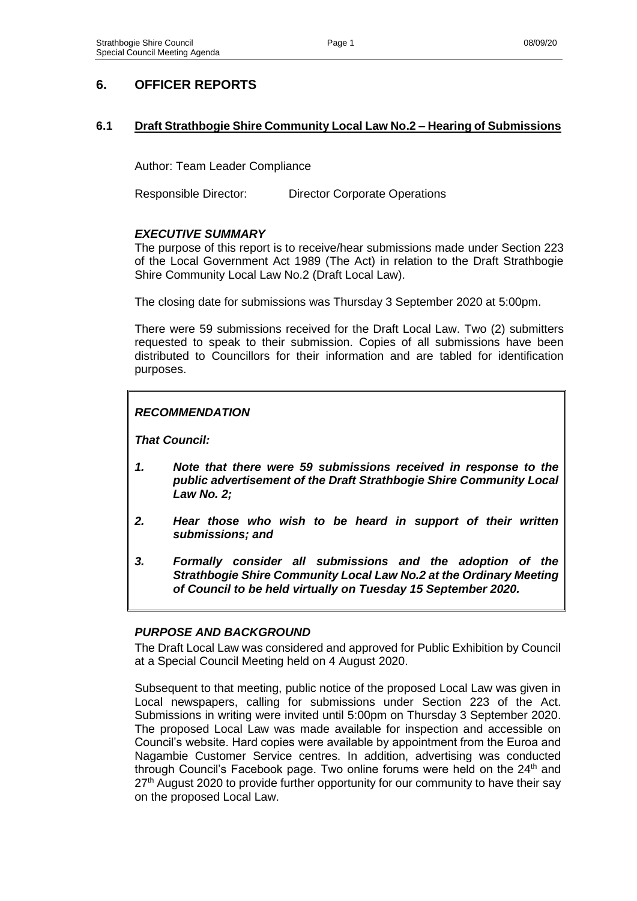## 6. OFFICER REPORTS

### 6.1 Draft Strathbogie Shire Community Local Law No.2 – Hearing of Submissions

Author: Team Leader Compliance

Responsible Director: Director Corporate Operations

***EXECUTIVE SUMMARY***

The purpose of this report is to receive/hear submissions made under Section 223 of the Local Government Act 1989 (The Act) in relation to the Draft Strathbogie Shire Community Local Law No.2 (Draft Local Law).

The closing date for submissions was Thursday 3 September 2020 at 5:00pm.

There were 59 submissions received for the Draft Local Law. Two (2) submitters requested to speak to their submission. Copies of all submissions have been distributed to Councillors for their information and are tabled for identification purposes.

***RECOMMENDATION***

***That Council:***

1. ***Note that there were 59 submissions received in response to the public advertisement of the Draft Strathbogie Shire Community Local Law No. 2;***
2. ***Hear those who wish to be heard in support of their written submissions; and***
3. ***Formally consider all submissions and the adoption of the Strathbogie Shire Community Local Law No.2 at the Ordinary Meeting of Council to be held virtually on Tuesday 15 September 2020.***

***PURPOSE AND BACKGROUND***

The Draft Local Law was considered and approved for Public Exhibition by Council at a Special Council Meeting held on 4 August 2020.

Subsequent to that meeting, public notice of the proposed Local Law was given in Local newspapers, calling for submissions under Section 223 of the Act. Submissions in writing were invited until 5:00pm on Thursday 3 September 2020. The proposed Local Law was made available for inspection and accessible on Council's website. Hard copies were available by appointment from the Euroa and Nagambie Customer Service centres. In addition, advertising was conducted through Council's Facebook page. Two online forums were held on the 24th and 27th August 2020 to provide further opportunity for our community to have their say on the proposed Local Law.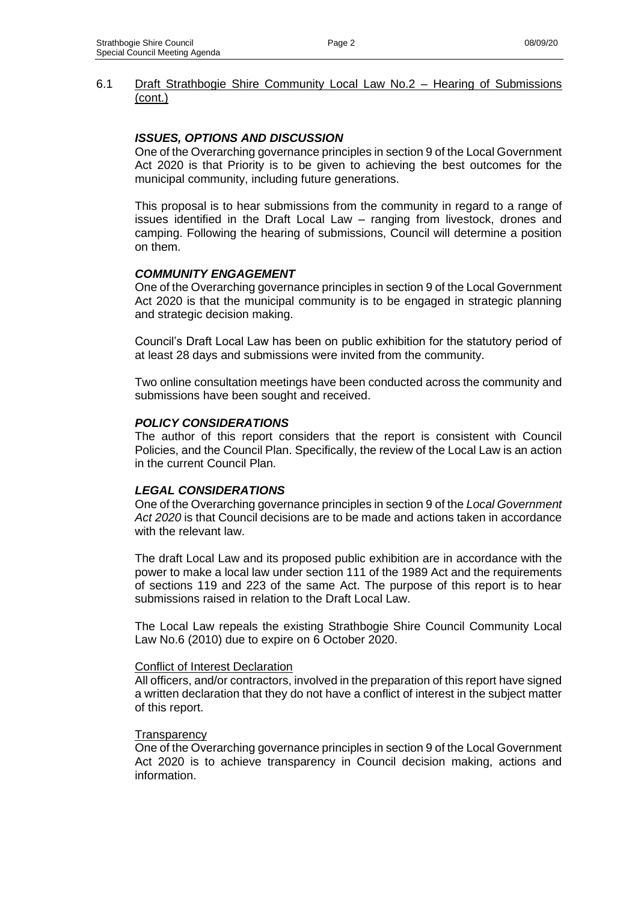6.1 Draft Strathbogie Shire Community Local Law No.2 – Hearing of Submissions (cont.)

### *ISSUES, OPTIONS AND DISCUSSION*

One of the Overarching governance principles in section 9 of the Local Government Act 2020 is that Priority is to be given to achieving the best outcomes for the municipal community, including future generations.

This proposal is to hear submissions from the community in regard to a range of issues identified in the Draft Local Law – ranging from livestock, drones and camping. Following the hearing of submissions, Council will determine a position on them.

### *COMMUNITY ENGAGEMENT*

One of the Overarching governance principles in section 9 of the Local Government Act 2020 is that the municipal community is to be engaged in strategic planning and strategic decision making.

Council's Draft Local Law has been on public exhibition for the statutory period of at least 28 days and submissions were invited from the community.

Two online consultation meetings have been conducted across the community and submissions have been sought and received.

### *POLICY CONSIDERATIONS*

The author of this report considers that the report is consistent with Council Policies, and the Council Plan. Specifically, the review of the Local Law is an action in the current Council Plan.

### *LEGAL CONSIDERATIONS*

One of the Overarching governance principles in section 9 of the *Local Government Act 2020* is that Council decisions are to be made and actions taken in accordance with the relevant law.

The draft Local Law and its proposed public exhibition are in accordance with the power to make a local law under section 111 of the 1989 Act and the requirements of sections 119 and 223 of the same Act. The purpose of this report is to hear submissions raised in relation to the Draft Local Law.

The Local Law repeals the existing Strathbogie Shire Council Community Local Law No.6 (2010) due to expire on 6 October 2020.

Conflict of Interest Declaration

All officers, and/or contractors, involved in the preparation of this report have signed a written declaration that they do not have a conflict of interest in the subject matter of this report.

Transparency

One of the Overarching governance principles in section 9 of the Local Government Act 2020 is to achieve transparency in Council decision making, actions and information.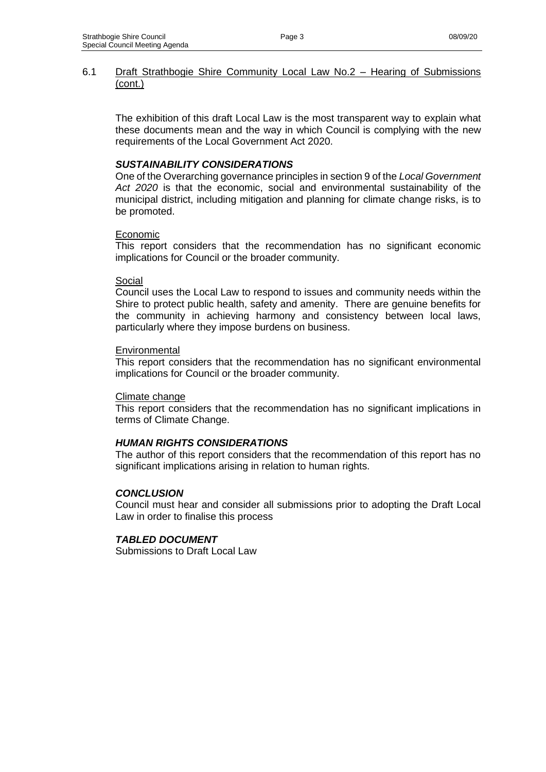## 6.1 Draft Strathbogie Shire Community Local Law No.2 – Hearing of Submissions (cont.)

The exhibition of this draft Local Law is the most transparent way to explain what these documents mean and the way in which Council is complying with the new requirements of the Local Government Act 2020.

### *SUSTAINABILITY CONSIDERATIONS*

One of the Overarching governance principles in section 9 of the *Local Government Act 2020* is that the economic, social and environmental sustainability of the municipal district, including mitigation and planning for climate change risks, is to be promoted.

Economic

This report considers that the recommendation has no significant economic implications for Council or the broader community.

Social

Council uses the Local Law to respond to issues and community needs within the Shire to protect public health, safety and amenity. There are genuine benefits for the community in achieving harmony and consistency between local laws, particularly where they impose burdens on business.

Environmental

This report considers that the recommendation has no significant environmental implications for Council or the broader community.

Climate change

This report considers that the recommendation has no significant implications in terms of Climate Change.

### *HUMAN RIGHTS CONSIDERATIONS*

The author of this report considers that the recommendation of this report has no significant implications arising in relation to human rights.

### *CONCLUSION*

Council must hear and consider all submissions prior to adopting the Draft Local Law in order to finalise this process

### *TABLED DOCUMENT*

Submissions to Draft Local Law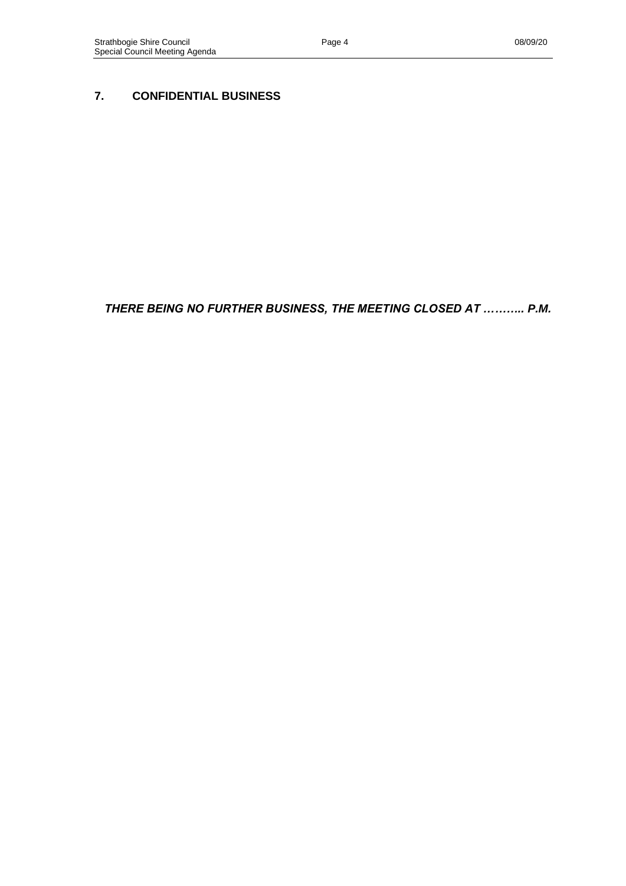## 7. CONFIDENTIAL BUSINESS

***THERE BEING NO FURTHER BUSINESS, THE MEETING CLOSED AT ……….. P.M.***